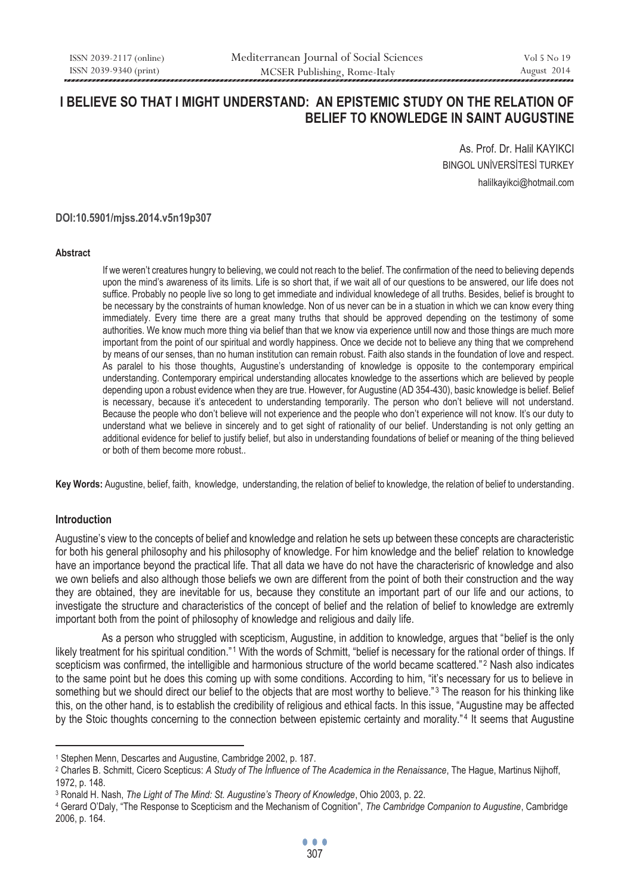# I BELIEVE SO THAT I MIGHT UNDERSTAND: AN EPISTEMIC STUDY ON THE RELATION OF BELIEF TO KNOWLEDGE IN SAINT AUGUSTINE

As. Prof. Dr. Halil KAYIKCI
BINGOL UNİVERSİTESİ TURKEY
halilkayikci@hotmail.com

**DOI:10.5901/mjss.2014.v5n19p307**

#### Abstract

If we weren't creatures hungry to believing, we could not reach to the belief. The confirmation of the need to believing depends upon the mind's awareness of its limits. Life is so short that, if we wait all of our questions to be answered, our life does not suffice. Probably no people live so long to get immediate and individual knowledege of all truths. Besides, belief is brought to be necessary by the constraints of human knowledge. Non of us never can be in a situation in which we can know every thing immediately. Every time there are a great many truths that should be approved depending on the testimony of some authorities. We know much more thing via belief than that we know via experience untill now and those things are much more important from the point of our spiritual and wordly happiness. Once we decide not to believe any thing that we comprehend by means of our senses, than no human institution can remain robust. Faith also stands in the foundation of love and respect. As paralel to his those thoughts, Augustine's understanding of knowledge is opposite to the contemporary empirical understanding. Contemporary empirical understanding allocates knowledge to the assertions which are believed by people depending upon a robust evidence when they are true. However, for Augustine (AD 354-430), basic knowledge is belief. Belief is necessary, because it's antecedent to understanding temporarily. The person who don't believe will not understand. Because the people who don't believe will not experience and the people who don't experience will not know. It's our duty to understand what we believe in sincerely and to get sight of rationality of our belief. Understanding is not only getting an additional evidence for belief to justify belief, but also in understanding foundations of belief or meaning of the thing believed or both of them become more robust..

**Key Words:** Augustine, belief, faith, knowledge, understanding, the relation of belief to knowledge, the relation of belief to understanding.

#### Introduction

Augustine's view to the concepts of belief and knowledge and relation he sets up between these concepts are characteristic for both his general philosophy and his philosophy of knowledge. For him knowledge and the belief' relation to knowledge have an importance beyond the practical life. That all data we have do not have the characterisrc of knowledge and also we own beliefs and also although those beliefs we own are different from the point of both their construction and the way they are obtained, they are inevitable for us, because they constitute an important part of our life and our actions, to investigate the structure and characteristics of the concept of belief and the relation of belief to knowledge are extremly important both from the point of philosophy of knowledge and religious and daily life.

As a person who struggled with scepticism, Augustine, in addition to knowledge, argues that "belief is the only likely treatment for his spiritual condition."[1] With the words of Schmitt, "belief is necessary for the rational order of things. If scepticism was confirmed, the intelligible and harmonious structure of the world became scattered."[2] Nash also indicates to the same point but he does this coming up with some conditions. According to him, "it's necessary for us to believe in something but we should direct our belief to the objects that are most worthy to believe."[3] The reason for his thinking like this, on the other hand, is to establish the credibility of religious and ethical facts. In this issue, "Augustine may be affected by the Stoic thoughts concerning to the connection between epistemic certainty and morality."[4] It seems that Augustine

---

[1] Stephen Menn, Descartes and Augustine, Cambridge 2002, p. 187.

[2] Charles B. Schmitt, Cicero Scepticus: *A Study of The İnfluence of The Academica in the Renaissance*, The Hague, Martinus Nijhoff, 1972, p. 148.

[3] Ronald H. Nash, *The Light of The Mind: St. Augustine's Theory of Knowledge*, Ohio 2003, p. 22.

[4] Gerard O'Daly, "The Response to Scepticism and the Mechanism of Cognition", *The Cambridge Companion to Augustine*, Cambridge 2006, p. 164.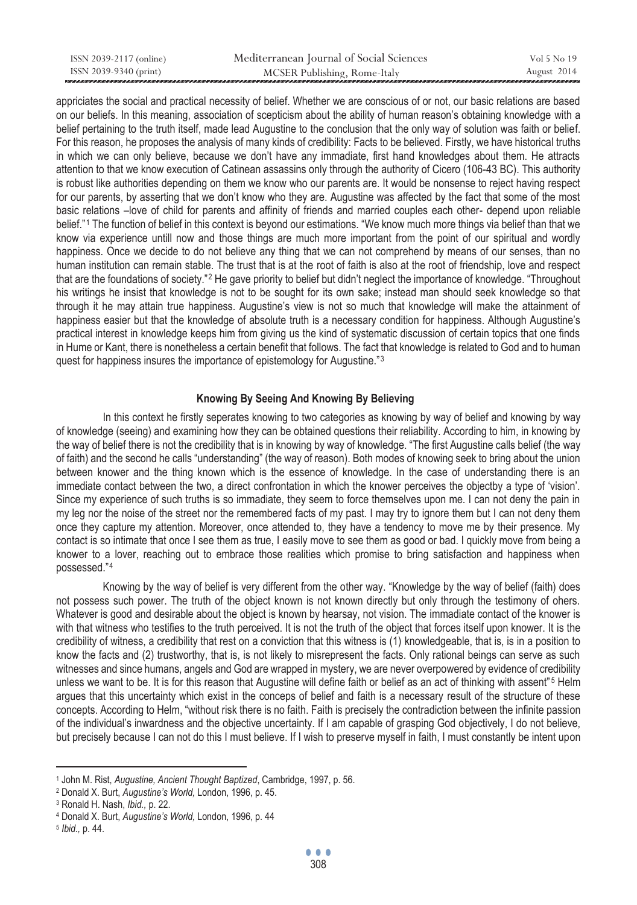appriciates the social and practical necessity of belief. Whether we are conscious of or not, our basic relations are based on our beliefs. In this meaning, association of scepticism about the ability of human reason's obtaining knowledge with a belief pertaining to the truth itself, made lead Augustine to the conclusion that the only way of solution was faith or belief. For this reason, he proposes the analysis of many kinds of credibility: Facts to be believed. Firstly, we have historical truths in which we can only believe, because we don't have any immadiate, first hand knowledges about them. He attracts attention to that we know execution of Catinean assassins only through the authority of Cicero (106-43 BC). This authority is robust like authorities depending on them we know who our parents are. It would be nonsense to reject having respect for our parents, by asserting that we don't know who they are. Augustine was affected by the fact that some of the most basic relations –love of child for parents and affinity of friends and married couples each other- depend upon reliable belief."[1] The function of belief in this context is beyond our estimations. "We know much more things via belief than that we know via experience untill now and those things are much more important from the point of our spiritual and wordly happiness. Once we decide to do not believe any thing that we can not comprehend by means of our senses, than no human institution can remain stable. The trust that is at the root of faith is also at the root of friendship, love and respect that are the foundations of society."[2] He gave priority to belief but didn't neglect the importance of knowledge. "Throughout his writings he insist that knowledge is not to be sought for its own sake; instead man should seek knowledge so that through it he may attain true happiness. Augustine's view is not so much that knowledge will make the attainment of happiness easier but that the knowledge of absolute truth is a necessary condition for happiness. Although Augustine's practical interest in knowledge keeps him from giving us the kind of systematic discussion of certain topics that one finds in Hume or Kant, there is nonetheless a certain benefit that follows. The fact that knowledge is related to God and to human quest for happiness insures the importance of epistemology for Augustine."[3]

## Knowing By Seeing And Knowing By Believing

In this context he firstly seperates knowing to two categories as knowing by way of belief and knowing by way of knowledge (seeing) and examining how they can be obtained questions their reliability. According to him, in knowing by the way of belief there is not the credibility that is in knowing by way of knowledge. "The first Augustine calls belief (the way of faith) and the second he calls "understanding" (the way of reason). Both modes of knowing seek to bring about the union between knower and the thing known which is the essence of knowledge. In the case of understanding there is an immediate contact between the two, a direct confrontation in which the knower perceives the objectby a type of 'vision'. Since my experience of such truths is so immadiate, they seem to force themselves upon me. I can not deny the pain in my leg nor the noise of the street nor the remembered facts of my past. I may try to ignore them but I can not deny them once they capture my attention. Moreover, once attended to, they have a tendency to move me by their presence. My contact is so intimate that once I see them as true, I easily move to see them as good or bad. I quickly move from being a knower to a lover, reaching out to embrace those realities which promise to bring satisfaction and happiness when possessed."[4]

Knowing by the way of belief is very different from the other way. "Knowledge by the way of belief (faith) does not possess such power. The truth of the object known is not known directly but only through the testimony of ohers. Whatever is good and desirable about the object is known by hearsay, not vision. The immadiate contact of the knower is with that witness who testifies to the truth perceived. It is not the truth of the object that forces itself upon knower. It is the credibility of witness, a credibility that rest on a conviction that this witness is (1) knowledgeable, that is, is in a position to know the facts and (2) trustworthy, that is, is not likely to misrepresent the facts. Only rational beings can serve as such witnesses and since humans, angels and God are wrapped in mystery, we are never overpowered by evidence of credibility unless we want to be. It is for this reason that Augustine will define faith or belief as an act of thinking with assent"[5] Helm argues that this uncertainty which exist in the conceps of belief and faith is a necessary result of the structure of these concepts. According to Helm, "without risk there is no faith. Faith is precisely the contradiction between the infinite passion of the individual's inwardness and the objective uncertainty. If I am capable of grasping God objectively, I do not believe, but precisely because I can not do this I must believe. If I wish to preserve myself in faith, I must constantly be intent upon

[1] John M. Rist, *Augustine, Ancient Thought Baptized*, Cambridge, 1997, p. 56.

[2] Donald X. Burt, *Augustine's World,* London, 1996, p. 45.

[3] Ronald H. Nash, *Ibid.,* p. 22.

[4] Donald X. Burt, *Augustine's World,* London, 1996, p. 44

[5] *Ibid.,* p. 44.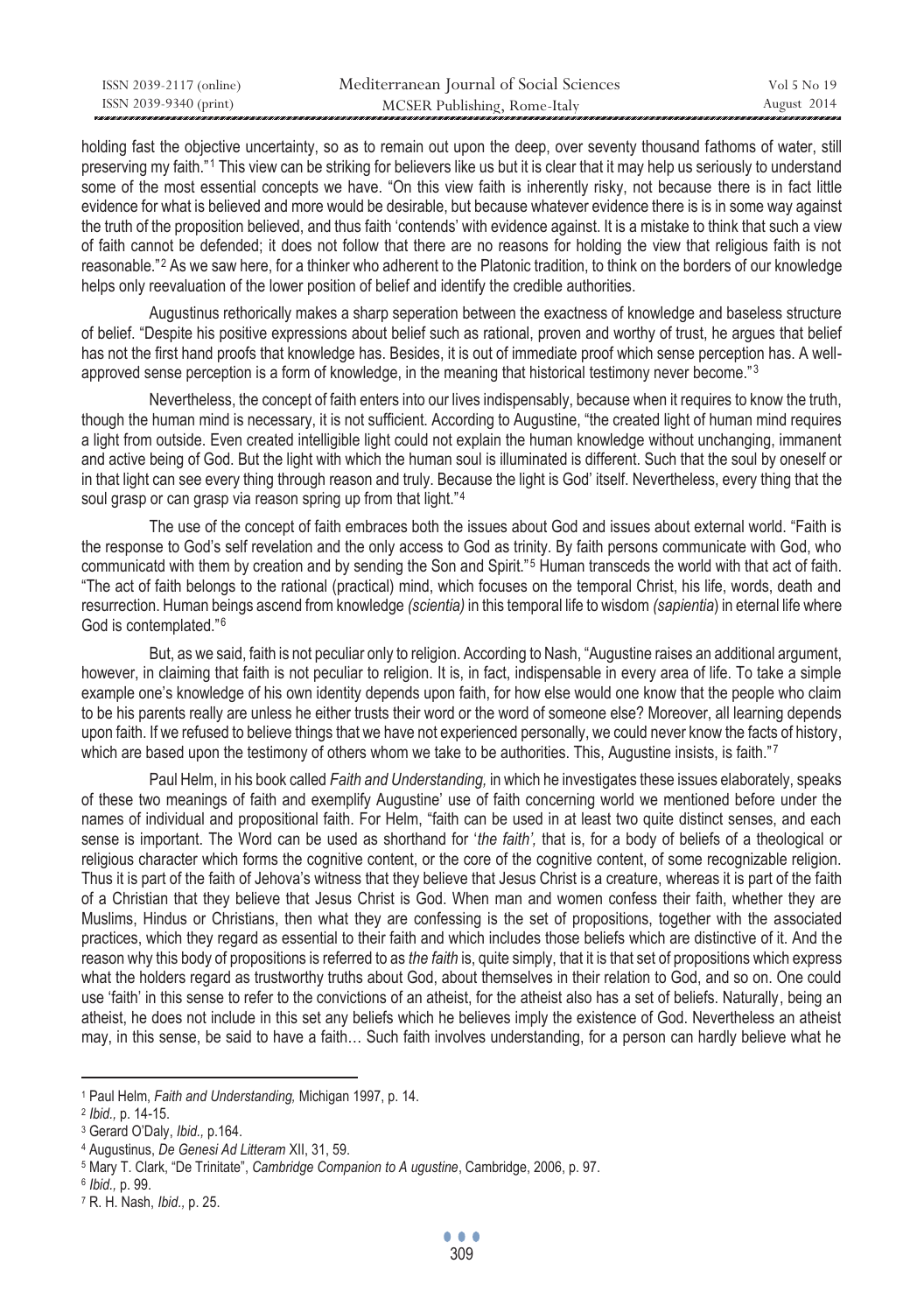holding fast the objective uncertainty, so as to remain out upon the deep, over seventy thousand fathoms of water, still preserving my faith."[1] This view can be striking for believers like us but it is clear that it may help us seriously to understand some of the most essential concepts we have. "On this view faith is inherently risky, not because there is in fact little evidence for what is believed and more would be desirable, but because whatever evidence there is is in some way against the truth of the proposition believed, and thus faith 'contends' with evidence against. It is a mistake to think that such a view of faith cannot be defended; it does not follow that there are no reasons for holding the view that religious faith is not reasonable."[2] As we saw here, for a thinker who adherent to the Platonic tradition, to think on the borders of our knowledge helps only reevaluation of the lower position of belief and identify the credible authorities.

Augustinus rethorically makes a sharp seperation between the exactness of knowledge and baseless structure of belief. "Despite his positive expressions about belief such as rational, proven and worthy of trust, he argues that belief has not the first hand proofs that knowledge has. Besides, it is out of immediate proof which sense perception has. A well-approved sense perception is a form of knowledge, in the meaning that historical testimony never become."[3]

Nevertheless, the concept of faith enters into our lives indispensably, because when it requires to know the truth, though the human mind is necessary, it is not sufficient. According to Augustine, "the created light of human mind requires a light from outside. Even created intelligible light could not explain the human knowledge without unchanging, immanent and active being of God. But the light with which the human soul is illuminated is different. Such that the soul by oneself or in that light can see every thing through reason and truly. Because the light is God' itself. Nevertheless, every thing that the soul grasp or can grasp via reason spring up from that light."[4]

The use of the concept of faith embraces both the issues about God and issues about external world. "Faith is the response to God's self revelation and the only access to God as trinity. By faith persons communicate with God, who communicatd with them by creation and by sending the Son and Spirit."[5] Human transceds the world with that act of faith. "The act of faith belongs to the rational (practical) mind, which focuses on the temporal Christ, his life, words, death and resurrection. Human beings ascend from knowledge *(scientia)* in this temporal life to wisdom *(sapientia)* in eternal life where God is contemplated."[6]

But, as we said, faith is not peculiar only to religion. According to Nash, "Augustine raises an additional argument, however, in claiming that faith is not peculiar to religion. It is, in fact, indispensable in every area of life. To take a simple example one's knowledge of his own identity depends upon faith, for how else would one know that the people who claim to be his parents really are unless he either trusts their word or the word of someone else? Moreover, all learning depends upon faith. If we refused to believe things that we have not experienced personally, we could never know the facts of history, which are based upon the testimony of others whom we take to be authorities. This, Augustine insists, is faith."[7]

Paul Helm, in his book called *Faith and Understanding,* in which he investigates these issues elaborately, speaks of these two meanings of faith and exemplify Augustine' use of faith concerning world we mentioned before under the names of individual and propositional faith. For Helm, "faith can be used in at least two quite distinct senses, and each sense is important. The Word can be used as shorthand for '*the faith',* that is, for a body of beliefs of a theological or religious character which forms the cognitive content, or the core of the cognitive content, of some recognizable religion. Thus it is part of the faith of Jehova's witness that they believe that Jesus Christ is a creature, whereas it is part of the faith of a Christian that they believe that Jesus Christ is God. When man and women confess their faith, whether they are Muslims, Hindus or Christians, then what they are confessing is the set of propositions, together with the associated practices, which they regard as essential to their faith and which includes those beliefs which are distinctive of it. And the reason why this body of propositions is referred to as *the faith* is, quite simply, that it is that set of propositions which express what the holders regard as trustworthy truths about God, about themselves in their relation to God, and so on. One could use 'faith' in this sense to refer to the convictions of an atheist, for the atheist also has a set of beliefs. Naturally, being an atheist, he does not include in this set any beliefs which he believes imply the existence of God. Nevertheless an atheist may, in this sense, be said to have a faith… Such faith involves understanding, for a person can hardly believe what he

---

[1] Paul Helm, *Faith and Understanding,* Michigan 1997, p. 14.

[2] *Ibid.,* p. 14-15.

[3] Gerard O'Daly, *Ibid.,* p.164.

[4] Augustinus, *De Genesi Ad Litteram* XII, 31, 59.

[5] Mary T. Clark, "De Trinitate", *Cambridge Companion to A ugustine*, Cambridge, 2006, p. 97.

[6] *Ibid.,* p. 99.

[7] R. H. Nash, *Ibid.,* p. 25.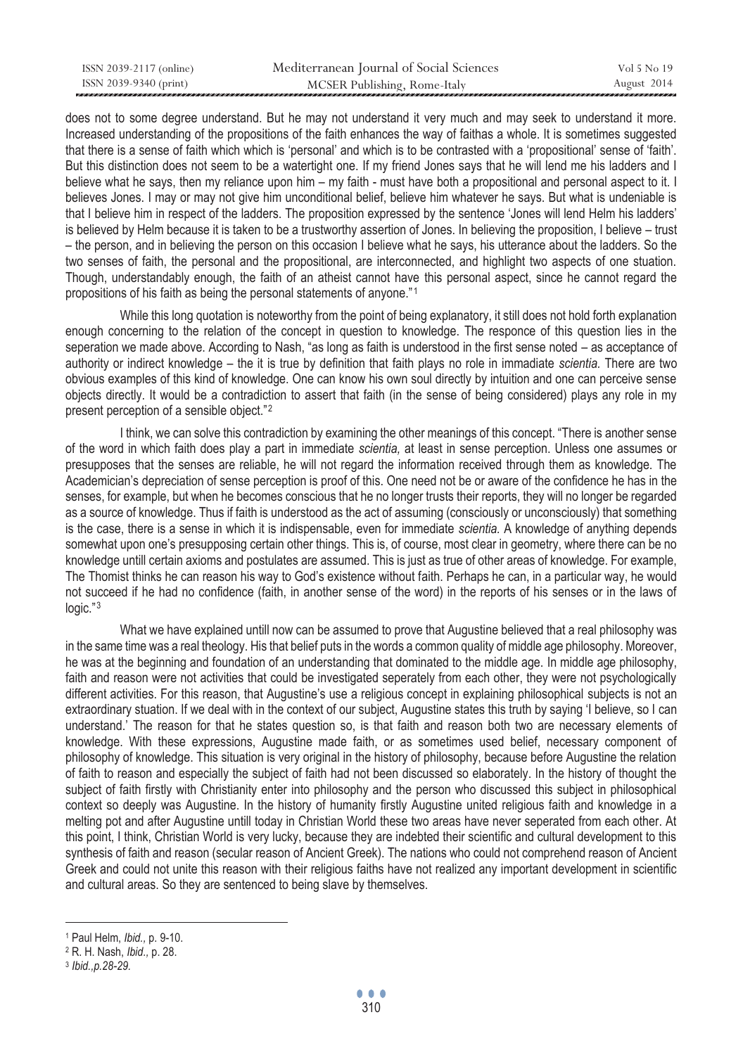does not to some degree understand. But he may not understand it very much and may seek to understand it more. Increased understanding of the propositions of the faith enhances the way of faithas a whole. It is sometimes suggested that there is a sense of faith which which is 'personal' and which is to be contrasted with a 'propositional' sense of 'faith'. But this distinction does not seem to be a watertight one. If my friend Jones says that he will lend me his ladders and I believe what he says, then my reliance upon him – my faith - must have both a propositional and personal aspect to it. I believes Jones. I may or may not give him unconditional belief, believe him whatever he says. But what is undeniable is that I believe him in respect of the ladders. The proposition expressed by the sentence 'Jones will lend Helm his ladders' is believed by Helm because it is taken to be a trustworthy assertion of Jones. In believing the proposition, I believe – trust – the person, and in believing the person on this occasion I believe what he says, his utterance about the ladders. So the two senses of faith, the personal and the propositional, are interconnected, and highlight two aspects of one situation. Though, understandably enough, the faith of an atheist cannot have this personal aspect, since he cannot regard the propositions of his faith as being the personal statements of anyone."[1]

While this long quotation is noteworthy from the point of being explanatory, it still does not hold forth explanation enough concerning to the relation of the concept in question to knowledge. The responce of this question lies in the seperation we made above. According to Nash, "as long as faith is understood in the first sense noted – as acceptance of authority or indirect knowledge – the it is true by definition that faith plays no role in immadiate *scientia.* There are two obvious examples of this kind of knowledge. One can know his own soul directly by intuition and one can perceive sense objects directly. It would be a contradiction to assert that faith (in the sense of being considered) plays any role in my present perception of a sensible object."[2]

I think, we can solve this contradiction by examining the other meanings of this concept. "There is another sense of the word in which faith does play a part in immediate *scientia,* at least in sense perception. Unless one assumes or presupposes that the senses are reliable, he will not regard the information received through them as knowledge. The Academician's depreciation of sense perception is proof of this. One need not be or aware of the confidence he has in the senses, for example, but when he becomes conscious that he no longer trusts their reports, they will no longer be regarded as a source of knowledge. Thus if faith is understood as the act of assuming (consciously or unconsciously) that something is the case, there is a sense in which it is indispensable, even for immediate *scientia.* A knowledge of anything depends somewhat upon one's presupposing certain other things. This is, of course, most clear in geometry, where there can be no knowledge untill certain axioms and postulates are assumed. This is just as true of other areas of knowledge. For example, The Thomist thinks he can reason his way to God's existence without faith. Perhaps he can, in a particular way, he would not succeed if he had no confidence (faith, in another sense of the word) in the reports of his senses or in the laws of logic."[3]

What we have explained untill now can be assumed to prove that Augustine believed that a real philosophy was in the same time was a real theology. His that belief puts in the words a common quality of middle age philosophy. Moreover, he was at the beginning and foundation of an understanding that dominated to the middle age. In middle age philosophy, faith and reason were not activities that could be investigated seperately from each other, they were not psychologically different activities. For this reason, that Augustine's use a religious concept in explaining philosophical subjects is not an extraordinary situation. If we deal with in the context of our subject, Augustine states this truth by saying 'I believe, so I can understand.' The reason for that he states question so, is that faith and reason both two are necessary elements of knowledge. With these expressions, Augustine made faith, or as sometimes used belief, necessary component of philosophy of knowledge. This situation is very original in the history of philosophy, because before Augustine the relation of faith to reason and especially the subject of faith had not been discussed so elaborately. In the history of thought the subject of faith firstly with Christianity enter into philosophy and the person who discussed this subject in philosophical context so deeply was Augustine. In the history of humanity firstly Augustine united religious faith and knowledge in a melting pot and after Augustine untill today in Christian World these two areas have never seperated from each other. At this point, I think, Christian World is very lucky, because they are indebted their scientific and cultural development to this synthesis of faith and reason (secular reason of Ancient Greek). The nations who could not comprehend reason of Ancient Greek and could not unite this reason with their religious faiths have not realized any important development in scientific and cultural areas. So they are sentenced to being slave by themselves.

---

[1] Paul Helm, *Ibid.,* p. 9-10.

[2] R. H. Nash, *Ibid*., p. 28.

[3] *Ibid.,p.28-29.*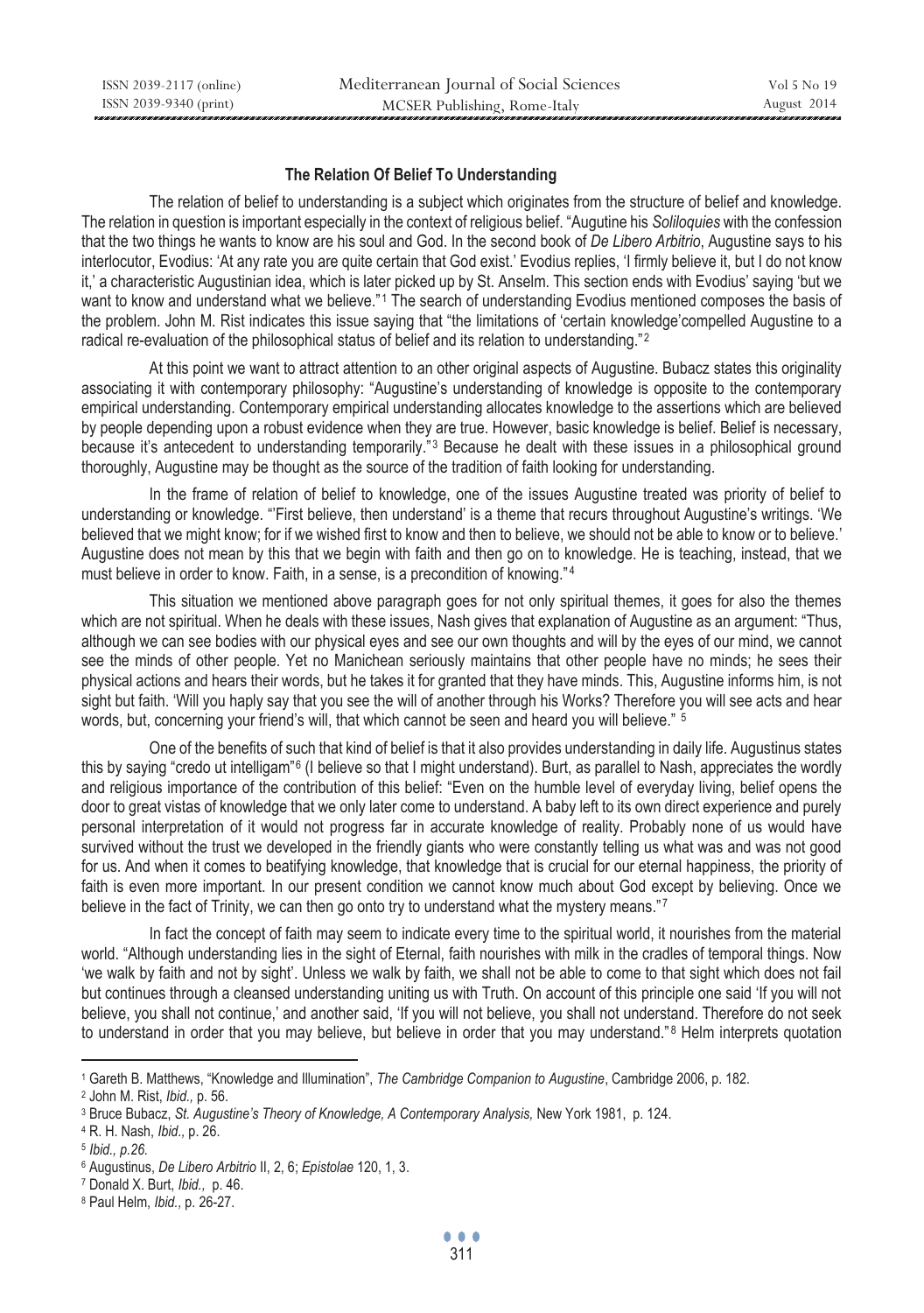**The Relation Of Belief To Understanding**

The relation of belief to understanding is a subject which originates from the structure of belief and knowledge. The relation in question is important especially in the context of religious belief. "Augutine his *Soliloquies* with the confession that the two things he wants to know are his soul and God. In the second book of *De Libero Arbitrio*, Augustine says to his interlocutor, Evodius: 'At any rate you are quite certain that God exist.' Evodius replies, 'I firmly believe it, but I do not know it,' a characteristic Augustinian idea, which is later picked up by St. Anselm. This section ends with Evodius' saying 'but we want to know and understand what we believe."[1] The search of understanding Evodius mentioned composes the basis of the problem. John M. Rist indicates this issue saying that "the limitations of 'certain knowledge'compelled Augustine to a radical re-evaluation of the philosophical status of belief and its relation to understanding."[2]

At this point we want to attract attention to an other original aspects of Augustine. Bubacz states this originality associating it with contemporary philosophy: "Augustine's understanding of knowledge is opposite to the contemporary empirical understanding. Contemporary empirical understanding allocates knowledge to the assertions which are believed by people depending upon a robust evidence when they are true. However, basic knowledge is belief. Belief is necessary, because it's antecedent to understanding temporarily."[3] Because he dealt with these issues in a philosophical ground thoroughly, Augustine may be thought as the source of the tradition of faith looking for understanding.

In the frame of relation of belief to knowledge, one of the issues Augustine treated was priority of belief to understanding or knowledge. "'First believe, then understand' is a theme that recurs throughout Augustine's writings. 'We believed that we might know; for if we wished first to know and then to believe, we should not be able to know or to believe.' Augustine does not mean by this that we begin with faith and then go on to knowledge. He is teaching, instead, that we must believe in order to know. Faith, in a sense, is a precondition of knowing."[4]

This situation we mentioned above paragraph goes for not only spiritual themes, it goes for also the themes which are not spiritual. When he deals with these issues, Nash gives that explanation of Augustine as an argument: "Thus, although we can see bodies with our physical eyes and see our own thoughts and will by the eyes of our mind, we cannot see the minds of other people. Yet no Manichean seriously maintains that other people have no minds; he sees their physical actions and hears their words, but he takes it for granted that they have minds. This, Augustine informs him, is not sight but faith. 'Will you haply say that you see the will of another through his Works? Therefore you will see acts and hear words, but, concerning your friend's will, that which cannot be seen and heard you will believe." [5]

One of the benefits of such that kind of belief is that it also provides understanding in daily life. Augustinus states this by saying "credo ut intelligam"[6] (I believe so that I might understand). Burt, as parallel to Nash, appreciates the wordly and religious importance of the contribution of this belief: "Even on the humble level of everyday living, belief opens the door to great vistas of knowledge that we only later come to understand. A baby left to its own direct experience and purely personal interpretation of it would not progress far in accurate knowledge of reality. Probably none of us would have survived without the trust we developed in the friendly giants who were constantly telling us what was and was not good for us. And when it comes to beatifying knowledge, that knowledge that is crucial for our eternal happiness, the priority of faith is even more important. In our present condition we cannot know much about God except by believing. Once we believe in the fact of Trinity, we can then go onto try to understand what the mystery means."[7]

In fact the concept of faith may seem to indicate every time to the spiritual world, it nourishes from the material world. "Although understanding lies in the sight of Eternal, faith nourishes with milk in the cradles of temporal things. Now 'we walk by faith and not by sight'. Unless we walk by faith, we shall not be able to come to that sight which does not fail but continues through a cleansed understanding uniting us with Truth. On account of this principle one said 'If you will not believe, you shall not continue,' and another said, 'If you will not believe, you shall not understand. Therefore do not seek to understand in order that you may believe, but believe in order that you may understand."[8] Helm interprets quotation

---

[1] Gareth B. Matthews, "Knowledge and Illumination", *The Cambridge Companion to Augustine*, Cambridge 2006, p. 182.

[2] John M. Rist, *Ibid.,* p. 56.

[3] Bruce Bubacz, *St. Augustine's Theory of Knowledge, A Contemporary Analysis,* New York 1981, p. 124.

[4] R. H. Nash, *Ibid.,* p. 26.

[5] *Ibid., p.26.*

[6] Augustinus, *De Libero Arbitrio* II, 2, 6; *Epistolae* 120, 1, 3.

[7] Donald X. Burt, *Ibid.,* p. 46.

[8] Paul Helm, *Ibid.,* p. 26-27.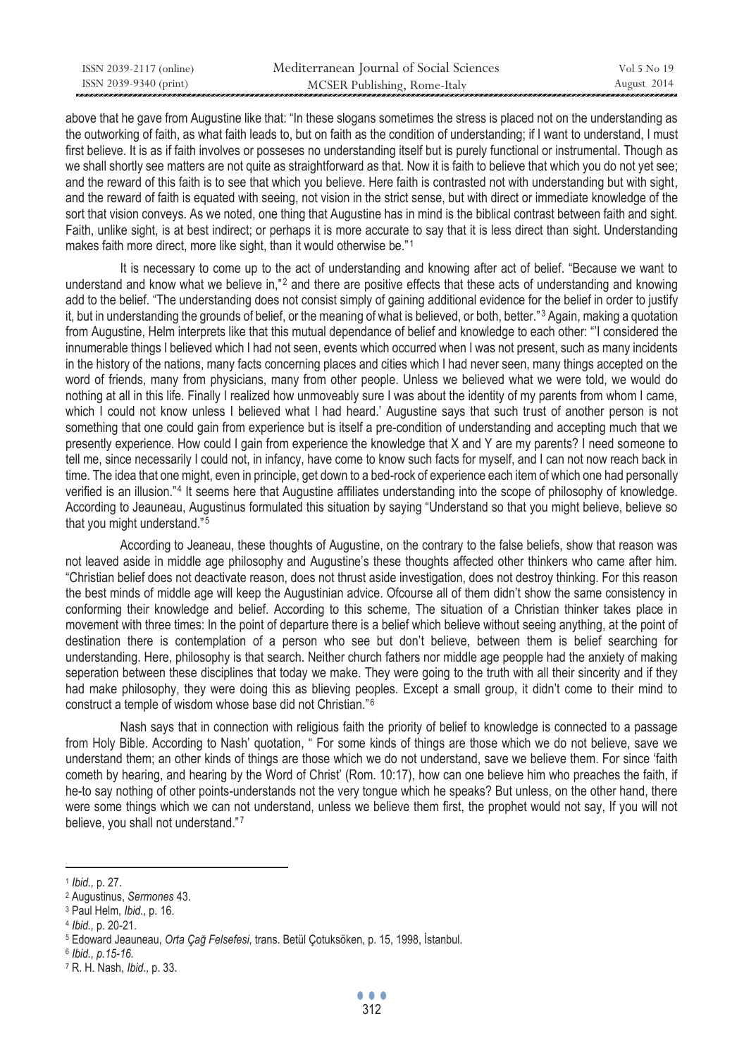above that he gave from Augustine like that: "In these slogans sometimes the stress is placed not on the understanding as the outworking of faith, as what faith leads to, but on faith as the condition of understanding; if I want to understand, I must first believe. It is as if faith involves or posseses no understanding itself but is purely functional or instrumental. Though as we shall shortly see matters are not quite as straightforward as that. Now it is faith to believe that which you do not yet see; and the reward of this faith is to see that which you believe. Here faith is contrasted not with understanding but with sight, and the reward of faith is equated with seeing, not vision in the strict sense, but with direct or immediate knowledge of the sort that vision conveys. As we noted, one thing that Augustine has in mind is the biblical contrast between faith and sight. Faith, unlike sight, is at best indirect; or perhaps it is more accurate to say that it is less direct than sight. Understanding makes faith more direct, more like sight, than it would otherwise be."[1]

It is necessary to come up to the act of understanding and knowing after act of belief. "Because we want to understand and know what we believe in,"[2] and there are positive effects that these acts of understanding and knowing add to the belief. "The understanding does not consist simply of gaining additional evidence for the belief in order to justify it, but in understanding the grounds of belief, or the meaning of what is believed, or both, better."[3] Again, making a quotation from Augustine, Helm interprets like that this mutual dependance of belief and knowledge to each other: "'I considered the innumerable things I believed which I had not seen, events which occurred when I was not present, such as many incidents in the history of the nations, many facts concerning places and cities which I had never seen, many things accepted on the word of friends, many from physicians, many from other people. Unless we believed what we were told, we would do nothing at all in this life. Finally I realized how unmoveably sure I was about the identity of my parents from whom I came, which I could not know unless I believed what I had heard.' Augustine says that such trust of another person is not something that one could gain from experience but is itself a pre-condition of understanding and accepting much that we presently experience. How could I gain from experience the knowledge that X and Y are my parents? I need someone to tell me, since necessarily I could not, in infancy, have come to know such facts for myself, and I can not now reach back in time. The idea that one might, even in principle, get down to a bed-rock of experience each item of which one had personally verified is an illusion."[4] It seems here that Augustine affiliates understanding into the scope of philosophy of knowledge. According to Jeauneau, Augustinus formulated this situation by saying "Understand so that you might believe, believe so that you might understand."[5]

According to Jeaneau, these thoughts of Augustine, on the contrary to the false beliefs, show that reason was not leaved aside in middle age philosophy and Augustine's these thoughts affected other thinkers who came after him. "Christian belief does not deactivate reason, does not thrust aside investigation, does not destroy thinking. For this reason the best minds of middle age will keep the Augustinian advice. Ofcourse all of them didn't show the same consistency in conforming their knowledge and belief. According to this scheme, The situation of a Christian thinker takes place in movement with three times: In the point of departure there is a belief which believe without seeing anything, at the point of destination there is contemplation of a person who see but don't believe, between them is belief searching for understanding. Here, philosophy is that search. Neither church fathers nor middle age peopple had the anxiety of making seperation between these disciplines that today we make. They were going to the truth with all their sincerity and if they had make philosophy, they were doing this as blieving peoples. Except a small group, it didn't come to their mind to construct a temple of wisdom whose base did not Christian."[6]

Nash says that in connection with religious faith the priority of belief to knowledge is connected to a passage from Holy Bible. According to Nash' quotation, " For some kinds of things are those which we do not believe, save we understand them; an other kinds of things are those which we do not understand, save we believe them. For since 'faith cometh by hearing, and hearing by the Word of Christ' (Rom. 10:17), how can one believe him who preaches the faith, if he-to say nothing of other points-understands not the very tongue which he speaks? But unless, on the other hand, there were some things which we can not understand, unless we believe them first, the prophet would not say, If you will not believe, you shall not understand."[7]

---

[1] *Ibid.,* p. 27.

[2] Augustinus, *Sermones* 43.

[3] Paul Helm, *Ibid.,* p. 16.

[4] *Ibid.,* p. 20-21.

[5] Edoward Jeauneau, *Orta Çağ Felsefesi*, trans. Betül Çotuksöken, p. 15, 1998, İstanbul.

[6] *Ibid., p.15-16.*

[7] R. H. Nash, *Ibid.,* p. 33.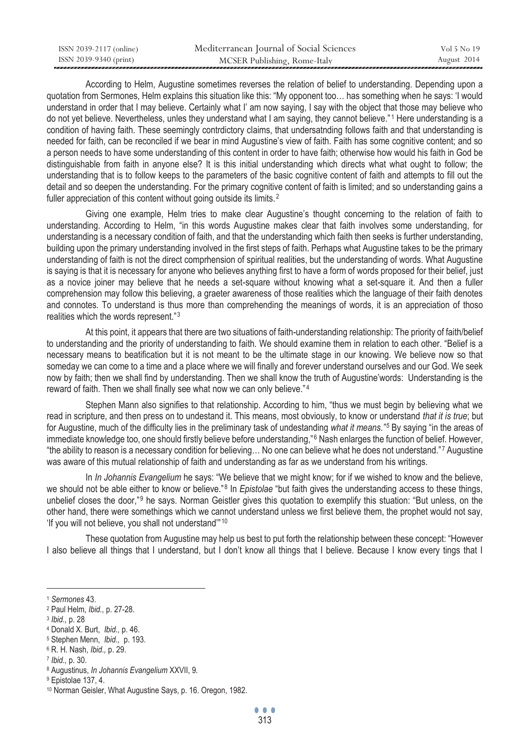According to Helm, Augustine sometimes reverses the relation of belief to understanding. Depending upon a quotation from Sermones, Helm explains this situation like this: "My opponent too… has something when he says: 'I would understand in order that I may believe. Certainly what I' am now saying, I say with the object that those may believe who do not yet believe. Nevertheless, unles they understand what I am saying, they cannot believe."[1] Here understanding is a condition of having faith. These seemingly contrdictory claims, that undersatnding follows faith and that understanding is needed for faith, can be reconciled if we bear in mind Augustine's view of faith. Faith has some cognitive content; and so a person needs to have some understanding of this content in order to have faith; otherwise how would his faith in God be distinguishable from faith in anyone else? It is this initial understanding which directs what what ought to follow; the understanding that is to follow keeps to the parameters of the basic cognitive content of faith and attempts to fill out the detail and so deepen the understanding. For the primary cognitive content of faith is limited; and so understanding gains a fuller appreciation of this content without going outside its limits.[2]

Giving one example, Helm tries to make clear Augustine's thought concerning to the relation of faith to understanding. According to Helm, "in this words Augustine makes clear that faith involves some understanding, for understanding is a necessary condition of faith, and that the understanding which faith then seeks is further understanding, building upon the primary understanding involved in the first steps of faith. Perhaps what Augustine takes to be the primary understanding of faith is not the direct comprhension of spiritual realities, but the understanding of words. What Augustine is saying is that it is necessary for anyone who believes anything first to have a form of words proposed for their belief, just as a novice joiner may believe that he needs a set-square without knowing what a set-square it. And then a fuller comprehension may follow this believing, a graeter awareness of those realities which the language of their faith denotes and connotes. To understand is thus more than comprehending the meanings of words, it is an appreciation of thoso realities which the words represent."[3]

At this point, it appears that there are two situations of faith-understanding relationship: The priority of faith/belief to understanding and the priority of understanding to faith. We should examine them in relation to each other. "Belief is a necessary means to beatification but it is not meant to be the ultimate stage in our knowing. We believe now so that someday we can come to a time and a place where we will finally and forever understand ourselves and our God. We seek now by faith; then we shall find by understanding. Then we shall know the truth of Augustine'words: Understanding is the reward of faith. Then we shall finally see what now we can only believe."[4]

Stephen Mann also signifies to that relationship. According to him, "thus we must begin by believing what we read in scripture, and then press on to undestand it. This means, most obviously, to know or understand *that it is true*; but for Augustine, much of the difficulty lies in the preliminary task of undestanding *what it means."*[5] By saying "in the areas of immediate knowledge too, one should firstly believe before understanding,"[6] Nash enlarges the function of belief. However, "the ability to reason is a necessary condition for believing… No one can believe what he does not understand."[7] Augustine was aware of this mutual relationship of faith and understanding as far as we understand from his writings.

In *In Johannis Evangelium* he says: "We believe that we might know; for if we wished to know and the believe, we should not be able either to know or believe."[8] In *Epistolae* "but faith gives the understanding access to these things, unbelief closes the door,"[9] he says. Norman Geistler gives this quotation to exemplify this stuation: "But unless, on the other hand, there were somethings which we cannot understand unless we first believe them, the prophet would not say, 'If you will not believe, you shall not understand'"[10]

These quotation from Augustine may help us best to put forth the relationship between these concept: "However I also believe all things that I understand, but I don't know all things that I believe. Because I know every tings that I

---

[1] *Sermones* 43.

[2] Paul Helm, *Ibid.,* p. 27-28.

[3] *Ibid.,* p. 28

[4] Donald X. Burt, *Ibid.,* p. 46.

[5] Stephen Menn, *Ibid.,* p. 193.

[6] R. H. Nash, *Ibid.,* p. 29.

[7] *Ibid.,* p. 30.

[8] Augustinus, *In Johannis Evangelium* XXVII, 9.

[9] Epistolae 137, 4.

[10] Norman Geisler, What Augustine Says, p. 16. Oregon, 1982.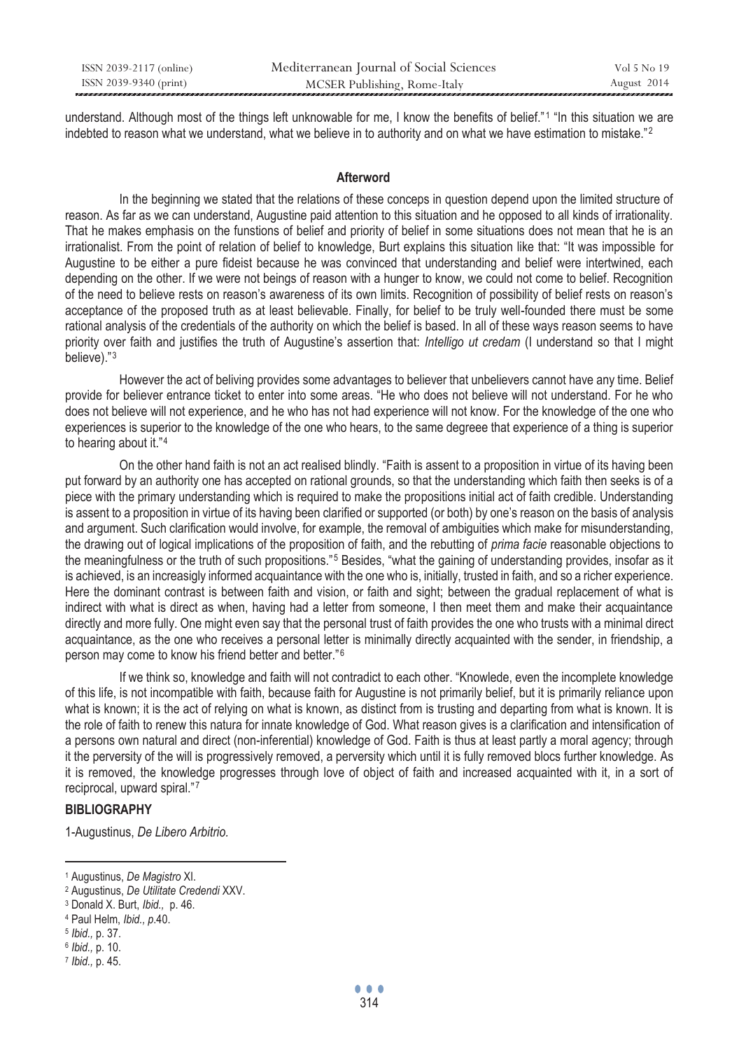understand. Although most of the things left unknowable for me, I know the benefits of belief."[1] "In this situation we are indebted to reason what we understand, what we believe in to authority and on what we have estimation to mistake."[2]

## Afterword

In the beginning we stated that the relations of these conceps in question depend upon the limited structure of reason. As far as we can understand, Augustine paid attention to this situation and he opposed to all kinds of irrationality. That he makes emphasis on the funstions of belief and priority of belief in some situations does not mean that he is an irrationalist. From the point of relation of belief to knowledge, Burt explains this situation like that: "It was impossible for Augustine to be either a pure fideist because he was convinced that understanding and belief were intertwined, each depending on the other. If we were not beings of reason with a hunger to know, we could not come to belief. Recognition of the need to believe rests on reason's awareness of its own limits. Recognition of possibility of belief rests on reason's acceptance of the proposed truth as at least believable. Finally, for belief to be truly well-founded there must be some rational analysis of the credentials of the authority on which the belief is based. In all of these ways reason seems to have priority over faith and justifies the truth of Augustine's assertion that: *Intelligo ut credam* (I understand so that I might believe)."[3]

However the act of beliving provides some advantages to believer that unbelievers cannot have any time. Belief provide for believer entrance ticket to enter into some areas. "He who does not believe will not understand. For he who does not believe will not experience, and he who has not had experience will not know. For the knowledge of the one who experiences is superior to the knowledge of the one who hears, to the same degreee that experience of a thing is superior to hearing about it."[4]

On the other hand faith is not an act realised blindly. "Faith is assent to a proposition in virtue of its having been put forward by an authority one has accepted on rational grounds, so that the understanding which faith then seeks is of a piece with the primary understanding which is required to make the propositions initial act of faith credible. Understanding is assent to a proposition in virtue of its having been clarified or supported (or both) by one's reason on the basis of analysis and argument. Such clarification would involve, for example, the removal of ambiguities which make for misunderstanding, the drawing out of logical implications of the proposition of faith, and the rebutting of *prima facie* reasonable objections to the meaningfulness or the truth of such propositions."[5] Besides, "what the gaining of understanding provides, insofar as it is achieved, is an increasigly informed acquaintance with the one who is, initially, trusted in faith, and so a richer experience. Here the dominant contrast is between faith and vision, or faith and sight; between the gradual replacement of what is indirect with what is direct as when, having had a letter from someone, I then meet them and make their acquaintance directly and more fully. One might even say that the personal trust of faith provides the one who trusts with a minimal direct acquaintance, as the one who receives a personal letter is minimally directly acquainted with the sender, in friendship, a person may come to know his friend better and better."[6]

If we think so, knowledge and faith will not contradict to each other. "Knowlede, even the incomplete knowledge of this life, is not incompatible with faith, because faith for Augustine is not primarily belief, but it is primarily reliance upon what is known; it is the act of relying on what is known, as distinct from is trusting and departing from what is known. It is the role of faith to renew this natura for innate knowledge of God. What reason gives is a clarification and intensification of a persons own natural and direct (non-inferential) knowledge of God. Faith is thus at least partly a moral agency; through it the perversity of the will is progressively removed, a perversity which until it is fully removed blocs further knowledge. As it is removed, the knowledge progresses through love of object of faith and increased acquainted with it, in a sort of reciprocal, upward spiral."[7]

## BIBLIOGRAPHY

1-Augustinus, *De Libero Arbitrio.*

---

[1] Augustinus, *De Magistro* XI.
[2] Augustinus, *De Utilitate Credendi* XXV.
[3] Donald X. Burt, *Ibid.,* p. 46.
[4] Paul Helm, *Ibid., p.*40.
[5] *Ibid.,* p. 37.
[6] *Ibid.,* p. 10.
[7] *Ibid.,* p. 45.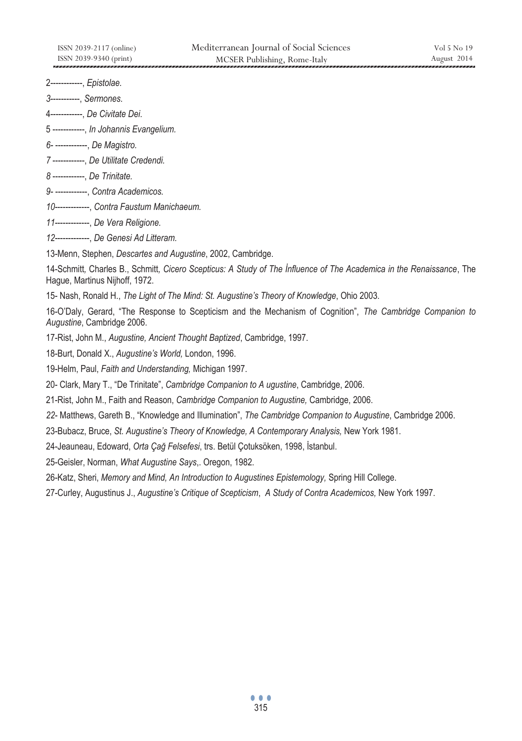2------------, *Epistolae.*

*3*----------, *Sermones.*

4------------, *De Civitate Dei.*

5 ------------, *In Johannis Evangelium.*

*6-* ------------, *De Magistro.*

*7* ------------, *De Utilitate Credendi.*

*8* ------------, *De Trinitate.*

*9-* ------------, *Contra Academicos.*

*10*-------------, *Contra Faustum Manichaeum.*

*11*-------------, *De Vera Religione.*

*12*-------------, *De Genesi Ad Litteram.*

13-Menn, Stephen, *Descartes and Augustine*, 2002, Cambridge.

14-Schmitt, Charles B., Schmitt, *Cicero Scepticus: A Study of The İnfluence of The Academica in the Renaissance*, The Hague, Martinus Nijhoff, 1972.

15- Nash, Ronald H., *The Light of The Mind: St. Augustine's Theory of Knowledge*, Ohio 2003.

16-O'Daly, Gerard, "The Response to Scepticism and the Mechanism of Cognition", *The Cambridge Companion to Augustine*, Cambridge 2006.

17-Rist, John M., *Augustine, Ancient Thought Baptized*, Cambridge, 1997.

18-Burt, Donald X., *Augustine's World,* London, 1996.

19-Helm, Paul, *Faith and Understanding,* Michigan 1997.

20- Clark, Mary T., "De Trinitate", *Cambridge Companion to A ugustine*, Cambridge, 2006.

21-Rist, John M., Faith and Reason, *Cambridge Companion to Augustine,* Cambridge, 2006.

*22-* Matthews, Gareth B., "Knowledge and Illumination", *The Cambridge Companion to Augustine*, Cambridge 2006.

23-Bubacz, Bruce, *St. Augustine's Theory of Knowledge, A Contemporary Analysis,* New York 1981.

24-Jeauneau, Edoward, *Orta Çağ Felsefesi*, trs. Betül Çotuksöken, 1998, İstanbul.

25-Geisler, Norman, *What Augustine Says*,. Oregon, 1982.

26-Katz, Sheri, *Memory and Mind, An Introduction to Augustines Epistemology,* Spring Hill College.

27-Curley, Augustinus J., *Augustine's Critique of Scepticism*, *A Study of Contra Academicos,* New York 1997.